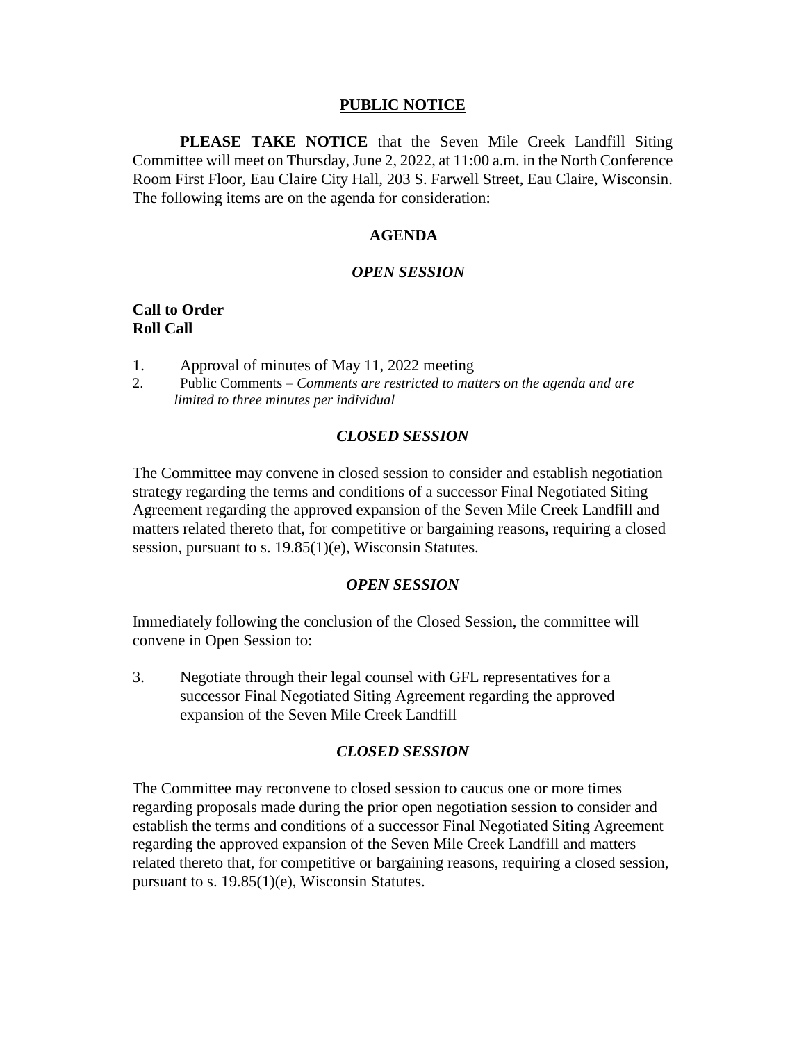# PUBLIC NOTICE

**PLEASE TAKE NOTICE** that the Seven Mile Creek Landfill Siting Committee will meet on Thursday, June 2, 2022, at 11:00 a.m. in the North Conference Room First Floor, Eau Claire City Hall, 203 S. Farwell Street, Eau Claire, Wisconsin. The following items are on the agenda for consideration:

## AGENDA

### *OPEN SESSION*

**Call to Order**
**Roll Call**

1. Approval of minutes of May 11, 2022 meeting
2. Public Comments – *Comments are restricted to matters on the agenda and are limited to three minutes per individual*

### *CLOSED SESSION*

The Committee may convene in closed session to consider and establish negotiation strategy regarding the terms and conditions of a successor Final Negotiated Siting Agreement regarding the approved expansion of the Seven Mile Creek Landfill and matters related thereto that, for competitive or bargaining reasons, requiring a closed session, pursuant to s. 19.85(1)(e), Wisconsin Statutes.

### *OPEN SESSION*

Immediately following the conclusion of the Closed Session, the committee will convene in Open Session to:

3. Negotiate through their legal counsel with GFL representatives for a successor Final Negotiated Siting Agreement regarding the approved expansion of the Seven Mile Creek Landfill

### *CLOSED SESSION*

The Committee may reconvene to closed session to caucus one or more times regarding proposals made during the prior open negotiation session to consider and establish the terms and conditions of a successor Final Negotiated Siting Agreement regarding the approved expansion of the Seven Mile Creek Landfill and matters related thereto that, for competitive or bargaining reasons, requiring a closed session, pursuant to s. 19.85(1)(e), Wisconsin Statutes.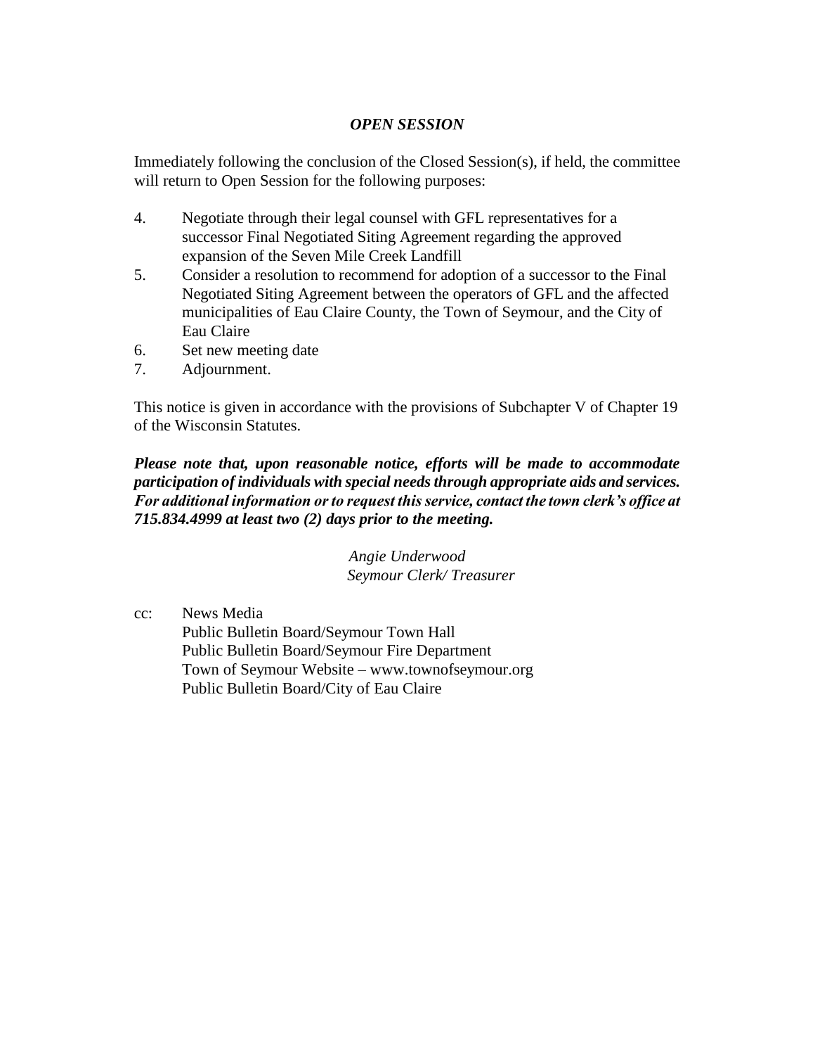***OPEN SESSION***

Immediately following the conclusion of the Closed Session(s), if held, the committee will return to Open Session for the following purposes:

4. Negotiate through their legal counsel with GFL representatives for a successor Final Negotiated Siting Agreement regarding the approved expansion of the Seven Mile Creek Landfill
5. Consider a resolution to recommend for adoption of a successor to the Final Negotiated Siting Agreement between the operators of GFL and the affected municipalities of Eau Claire County, the Town of Seymour, and the City of Eau Claire
6. Set new meeting date
7. Adjournment.

This notice is given in accordance with the provisions of Subchapter V of Chapter 19 of the Wisconsin Statutes.

***Please note that, upon reasonable notice, efforts will be made to accommodate participation of individuals with special needs through appropriate aids and services. For additional information or to request this service, contact the town clerk's office at 715.834.4999 at least two (2) days prior to the meeting.***

*Angie Underwood*
*Seymour Clerk/ Treasurer*

cc: News Media
Public Bulletin Board/Seymour Town Hall
Public Bulletin Board/Seymour Fire Department
Town of Seymour Website – www.townofseymour.org
Public Bulletin Board/City of Eau Claire